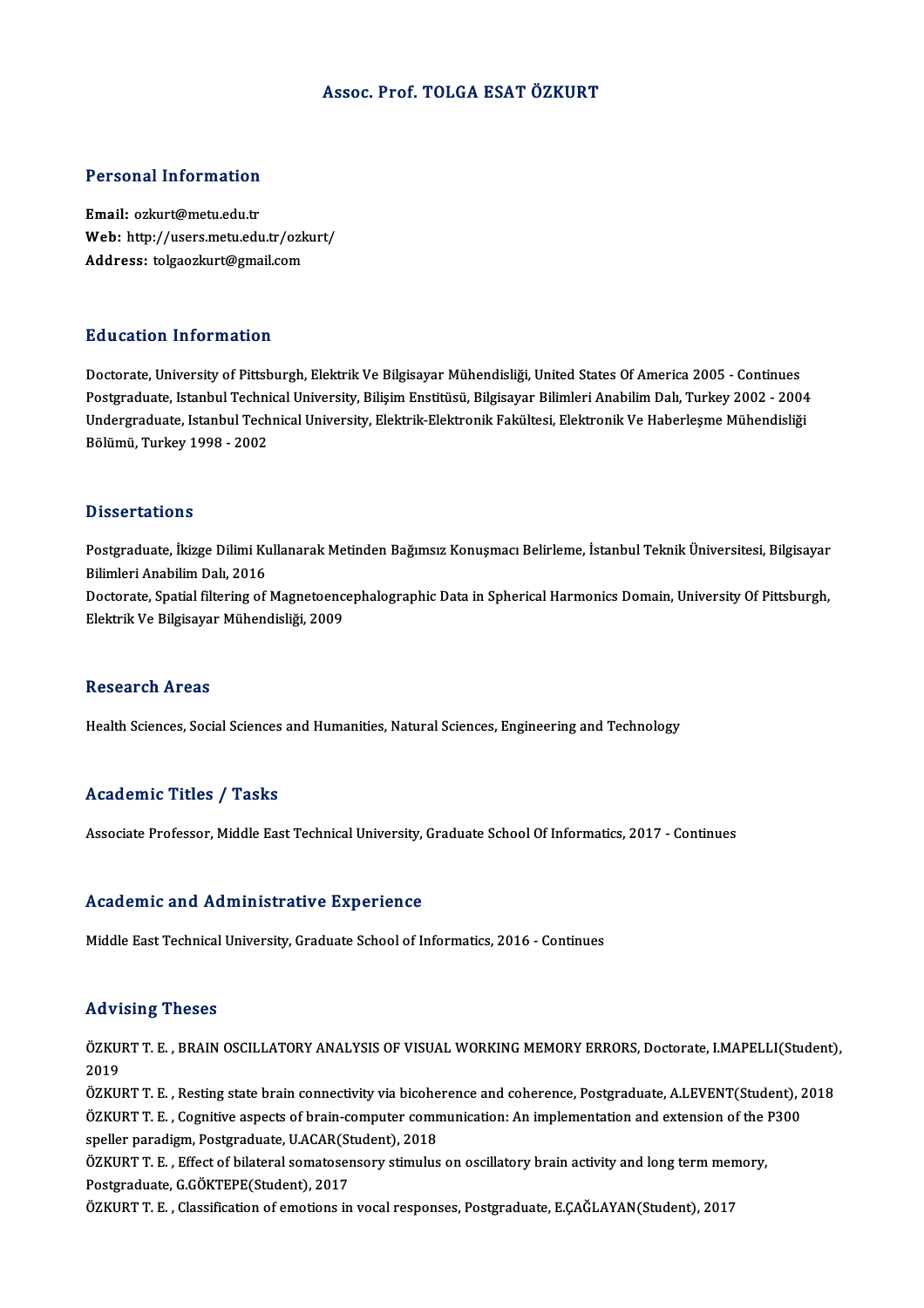# Assoc. Prof. TOLGA ESAT ÖZKURT

## Personal Information

**Email:** ozkurt@metu.edu.tr
**Web:** http://users.metu.edu.tr/ozkurt/
**Address:** tolgaozkurt@gmail.com

## Education Information

Doctorate, University of Pittsburgh, Elektrik Ve Bilgisayar Mühendisliği, United States Of America 2005 - Continues
Postgraduate, Istanbul Technical University, Bilişim Enstitüsü, Bilgisayar Bilimleri Anabilim Dalı, Turkey 2002 - 2004
Undergraduate, Istanbul Technical University, Elektrik-Elektronik Fakültesi, Elektronik Ve Haberleşme Mühendisliği Bölümü, Turkey 1998 - 2002

## Dissertations

Postgraduate, İkizge Dilimi Kullanarak Metinden Bağımsız Konuşmacı Belirleme, İstanbul Teknik Üniversitesi, Bilgisayar Bilimleri Anabilim Dalı, 2016
Doctorate, Spatial filtering of Magnetoencephalographic Data in Spherical Harmonics Domain, University Of Pittsburgh, Elektrik Ve Bilgisayar Mühendisliği, 2009

## Research Areas

Health Sciences, Social Sciences and Humanities, Natural Sciences, Engineering and Technology

## Academic Titles / Tasks

Associate Professor, Middle East Technical University, Graduate School Of Informatics, 2017 - Continues

## Academic and Administrative Experience

Middle East Technical University, Graduate School of Informatics, 2016 - Continues

## Advising Theses

ÖZKURT T. E. , BRAIN OSCILLATORY ANALYSIS OF VISUAL WORKING MEMORY ERRORS, Doctorate, I.MAPELLI(Student), 2019
ÖZKURT T. E. , Resting state brain connectivity via bicoherence and coherence, Postgraduate, A.LEVENT(Student), 2018
ÖZKURT T. E. , Cognitive aspects of brain-computer communication: An implementation and extension of the P300 speller paradigm, Postgraduate, U.ACAR(Student), 2018
ÖZKURT T. E. , Effect of bilateral somatosensory stimulus on oscillatory brain activity and long term memory, Postgraduate, G.GÖKTEPE(Student), 2017
ÖZKURT T. E. , Classification of emotions in vocal responses, Postgraduate, E.ÇAĞLAYAN(Student), 2017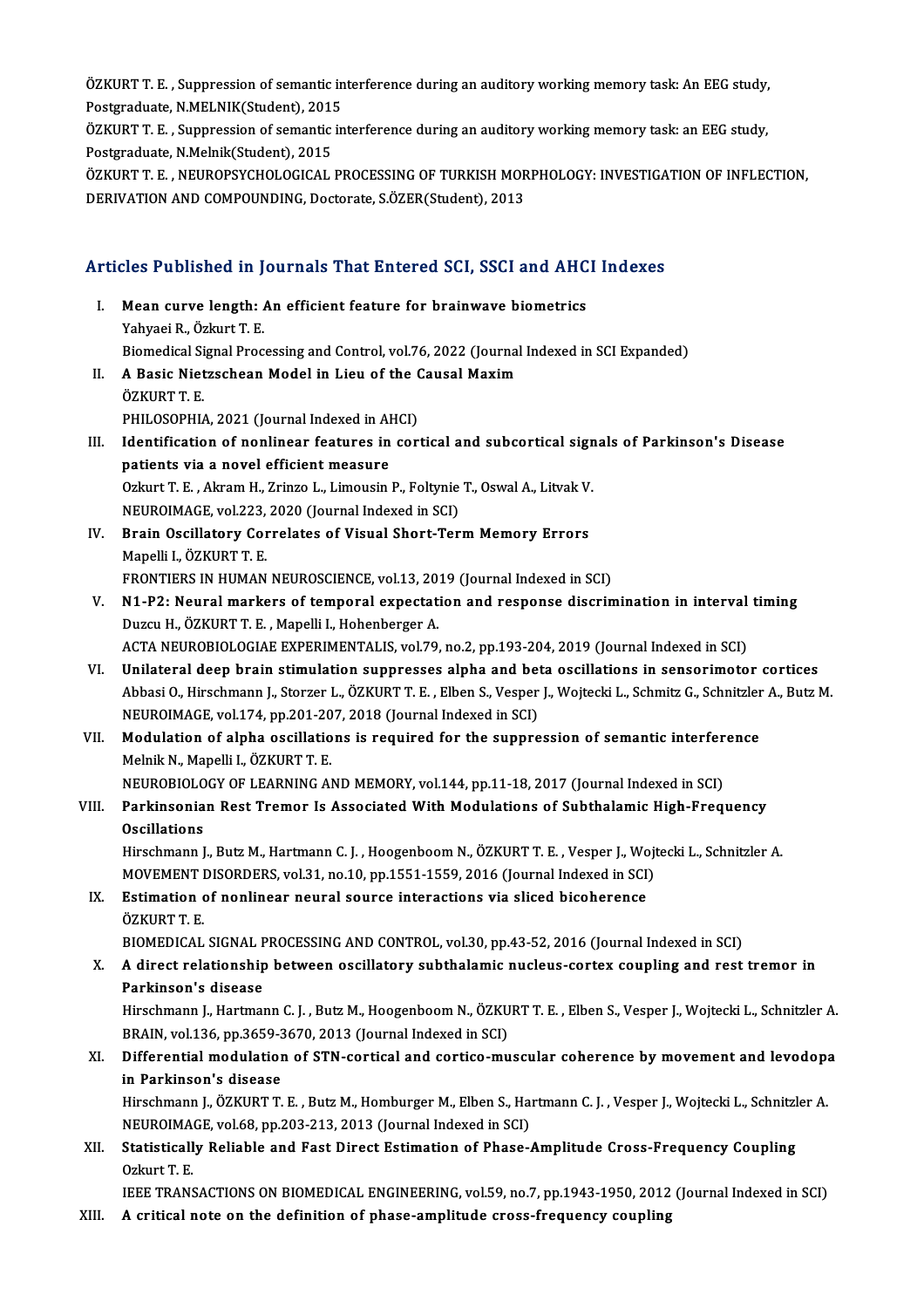ÖZKURT T. E. , Suppression of semantic interference during an auditory working memory task: An EEG study, Postgraduate, N.MELNIK(Student), 2015

ÖZKURT T. E. , Suppression of semantic interference during an auditory working memory task: an EEG study, Postgraduate, N.Melnik(Student), 2015

ÖZKURT T. E. , NEUROPSYCHOLOGICAL PROCESSING OF TURKISH MORPHOLOGY: INVESTIGATION OF INFLECTION, DERIVATION AND COMPOUNDING, Doctorate, S.ÖZER(Student), 2013

## Articles Published in Journals That Entered SCI, SSCI and AHCI Indexes

I. **Mean curve length: An efficient feature for brainwave biometrics**
   Yahyaei R., Özkurt T. E.
   Biomedical Signal Processing and Control, vol.76, 2022 (Journal Indexed in SCI Expanded)

II. **A Basic Nietzschean Model in Lieu of the Causal Maxim**
   ÖZKURT T. E.
   PHILOSOPHIA, 2021 (Journal Indexed in AHCI)

III. **Identification of nonlinear features in cortical and subcortical signals of Parkinson's Disease patients via a novel efficient measure**
   Ozkurt T. E. , Akram H., Zrinzo L., Limousin P., Foltynie T., Oswal A., Litvak V.
   NEUROIMAGE, vol.223, 2020 (Journal Indexed in SCI)

IV. **Brain Oscillatory Correlates of Visual Short-Term Memory Errors**
   Mapelli I., ÖZKURT T. E.
   FRONTIERS IN HUMAN NEUROSCIENCE, vol.13, 2019 (Journal Indexed in SCI)

V. **N1-P2: Neural markers of temporal expectation and response discrimination in interval timing**
   Duzcu H., ÖZKURT T. E. , Mapelli I., Hohenberger A.
   ACTA NEUROBIOLOGIAE EXPERIMENTALIS, vol.79, no.2, pp.193-204, 2019 (Journal Indexed in SCI)

VI. **Unilateral deep brain stimulation suppresses alpha and beta oscillations in sensorimotor cortices**
   Abbasi O., Hirschmann J., Storzer L., ÖZKURT T. E. , Elben S., Vesper J., Wojtecki L., Schmitz G., Schnitzler A., Butz M.
   NEUROIMAGE, vol.174, pp.201-207, 2018 (Journal Indexed in SCI)

VII. **Modulation of alpha oscillations is required for the suppression of semantic interference**
   Melnik N., Mapelli I., ÖZKURT T. E.
   NEUROBIOLOGY OF LEARNING AND MEMORY, vol.144, pp.11-18, 2017 (Journal Indexed in SCI)

VIII. **Parkinsonian Rest Tremor Is Associated With Modulations of Subthalamic High-Frequency Oscillations**
   Hirschmann J., Butz M., Hartmann C. J. , Hoogenboom N., ÖZKURT T. E. , Vesper J., Wojtecki L., Schnitzler A.
   MOVEMENT DISORDERS, vol.31, no.10, pp.1551-1559, 2016 (Journal Indexed in SCI)

IX. **Estimation of nonlinear neural source interactions via sliced bicoherence**
   ÖZKURT T. E.
   BIOMEDICAL SIGNAL PROCESSING AND CONTROL, vol.30, pp.43-52, 2016 (Journal Indexed in SCI)

X. **A direct relationship between oscillatory subthalamic nucleus-cortex coupling and rest tremor in Parkinson's disease**
   Hirschmann J., Hartmann C. J. , Butz M., Hoogenboom N., ÖZKURT T. E. , Elben S., Vesper J., Wojtecki L., Schnitzler A.
   BRAIN, vol.136, pp.3659-3670, 2013 (Journal Indexed in SCI)

XI. **Differential modulation of STN-cortical and cortico-muscular coherence by movement and levodopa in Parkinson's disease**
   Hirschmann J., ÖZKURT T. E. , Butz M., Homburger M., Elben S., Hartmann C. J. , Vesper J., Wojtecki L., Schnitzler A.
   NEUROIMAGE, vol.68, pp.203-213, 2013 (Journal Indexed in SCI)

XII. **Statistically Reliable and Fast Direct Estimation of Phase-Amplitude Cross-Frequency Coupling**
   Ozkurt T. E.
   IEEE TRANSACTIONS ON BIOMEDICAL ENGINEERING, vol.59, no.7, pp.1943-1950, 2012 (Journal Indexed in SCI)

XIII. **A critical note on the definition of phase-amplitude cross-frequency coupling**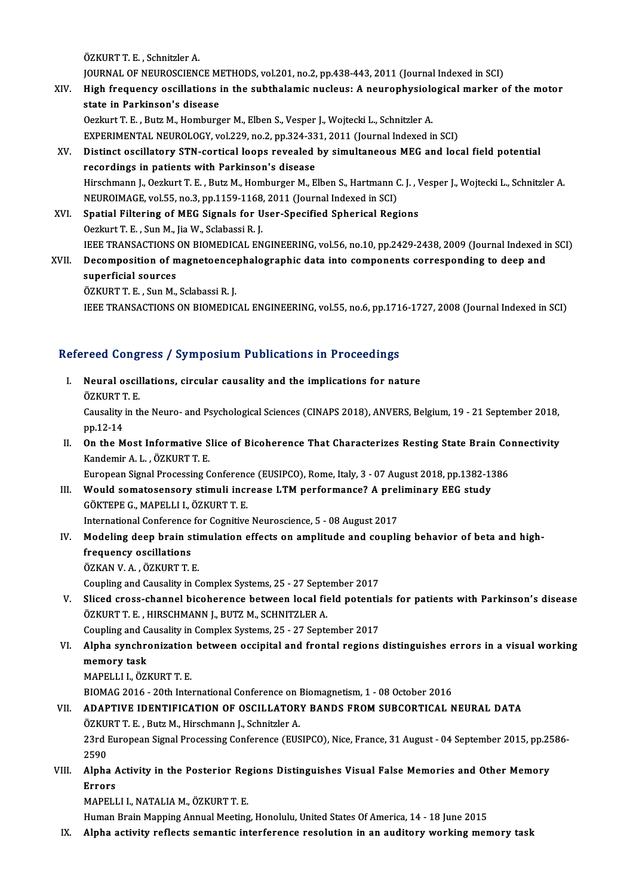ÖZKURT T. E. , Schnitzler A.
JOURNAL OF NEUROSCIENCE METHODS, vol.201, no.2, pp.438-443, 2011 (Journal Indexed in SCI)

XIV. **High frequency oscillations in the subthalamic nucleus: A neurophysiological marker of the motor state in Parkinson's disease**
Oezkurt T. E. , Butz M., Homburger M., Elben S., Vesper J., Wojtecki L., Schnitzler A.
EXPERIMENTAL NEUROLOGY, vol.229, no.2, pp.324-331, 2011 (Journal Indexed in SCI)

XV. **Distinct oscillatory STN-cortical loops revealed by simultaneous MEG and local field potential recordings in patients with Parkinson's disease**
Hirschmann J., Oezkurt T. E. , Butz M., Homburger M., Elben S., Hartmann C. J. , Vesper J., Wojtecki L., Schnitzler A.
NEUROIMAGE, vol.55, no.3, pp.1159-1168, 2011 (Journal Indexed in SCI)

XVI. **Spatial Filtering of MEG Signals for User-Specified Spherical Regions**
Oezkurt T. E. , Sun M., Jia W., Sclabassi R. J.
IEEE TRANSACTIONS ON BIOMEDICAL ENGINEERING, vol.56, no.10, pp.2429-2438, 2009 (Journal Indexed in SCI)

XVII. **Decomposition of magnetoencephalographic data into components corresponding to deep and superficial sources**
ÖZKURT T. E. , Sun M., Sclabassi R. J.
IEEE TRANSACTIONS ON BIOMEDICAL ENGINEERING, vol.55, no.6, pp.1716-1727, 2008 (Journal Indexed in SCI)

## Refereed Congress / Symposium Publications in Proceedings

I. **Neural oscillations, circular causality and the implications for nature**
ÖZKURT T. E.
Causality in the Neuro- and Psychological Sciences (CINAPS 2018), ANVERS, Belgium, 19 - 21 September 2018, pp.12-14

II. **On the Most Informative Slice of Bicoherence That Characterizes Resting State Brain Connectivity**
Kandemir A. L. , ÖZKURT T. E.
European Signal Processing Conference (EUSIPCO), Rome, Italy, 3 - 07 August 2018, pp.1382-1386

III. **Would somatosensory stimuli increase LTM performance? A preliminary EEG study**
GÖKTEPE G., MAPELLI I., ÖZKURT T. E.
International Conference for Cognitive Neuroscience, 5 - 08 August 2017

IV. **Modeling deep brain stimulation effects on amplitude and coupling behavior of beta and high-frequency oscillations**
ÖZKAN V. A. , ÖZKURT T. E.
Coupling and Causality in Complex Systems, 25 - 27 September 2017

V. **Sliced cross-channel bicoherence between local field potentials for patients with Parkinson's disease**
ÖZKURT T. E. , HIRSCHMANN J., BUTZ M., SCHNITZLER A.
Coupling and Causality in Complex Systems, 25 - 27 September 2017

VI. **Alpha synchronization between occipital and frontal regions distinguishes errors in a visual working memory task**
MAPELLI I., ÖZKURT T. E.
BIOMAG 2016 - 20th International Conference on Biomagnetism, 1 - 08 October 2016

VII. **ADAPTIVE IDENTIFICATION OF OSCILLATORY BANDS FROM SUBCORTICAL NEURAL DATA**
ÖZKURT T. E. , Butz M., Hirschmann J., Schnitzler A.
23rd European Signal Processing Conference (EUSIPCO), Nice, France, 31 August - 04 September 2015, pp.2586-2590

VIII. **Alpha Activity in the Posterior Regions Distinguishes Visual False Memories and Other Memory Errors**
MAPELLI I., NATALIA M., ÖZKURT T. E.
Human Brain Mapping Annual Meeting, Honolulu, United States Of America, 14 - 18 June 2015

IX. **Alpha activity reflects semantic interference resolution in an auditory working memory task**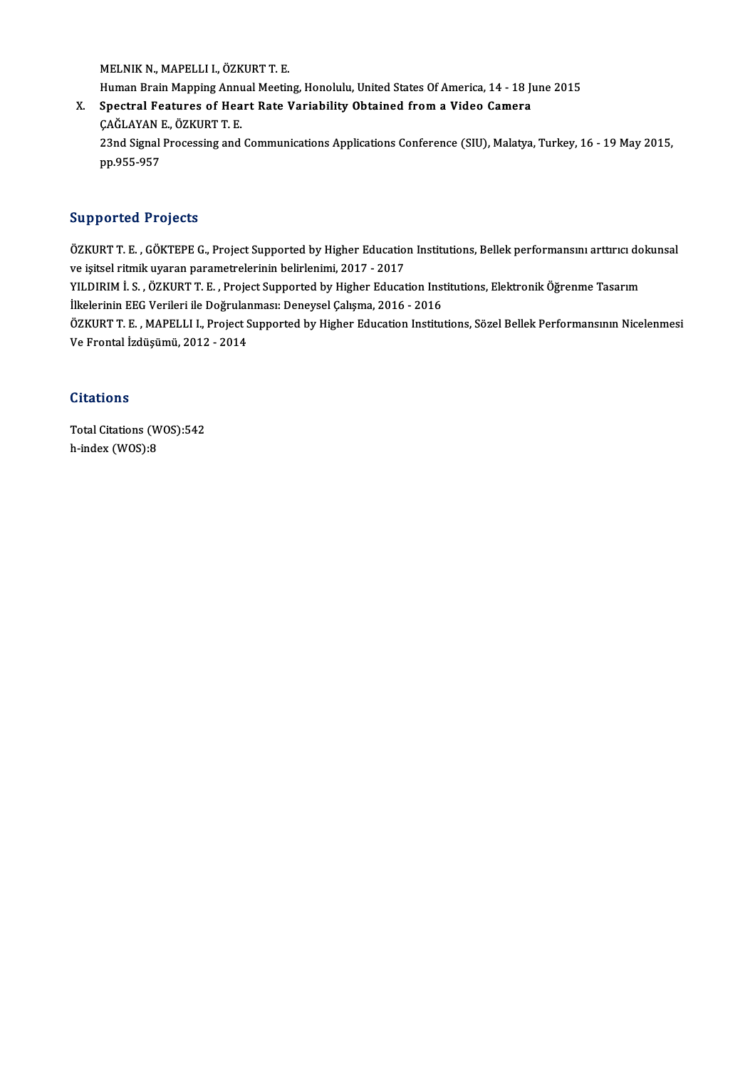MELNIK N., MAPELLI I., ÖZKURT T. E.
Human Brain Mapping Annual Meeting, Honolulu, United States Of America, 14 - 18 June 2015

X. **Spectral Features of Heart Rate Variability Obtained from a Video Camera**
ÇAĞLAYAN E., ÖZKURT T. E.
23nd Signal Processing and Communications Applications Conference (SIU), Malatya, Turkey, 16 - 19 May 2015, pp.955-957

## Supported Projects

ÖZKURT T. E. , GÖKTEPE G., Project Supported by Higher Education Institutions, Bellek performansını arttırıcı dokunsal ve işitsel ritmik uyaran parametrelerinin belirlenimi, 2017 - 2017

YILDIRIM İ. S. , ÖZKURT T. E. , Project Supported by Higher Education Institutions, Elektronik Öğrenme Tasarım İlkelerinin EEG Verileri ile Doğrulanması: Deneysel Çalışma, 2016 - 2016

ÖZKURT T. E. , MAPELLI I., Project Supported by Higher Education Institutions, Sözel Bellek Performansının Nicelenmesi Ve Frontal İzdüşümü, 2012 - 2014

## Citations

Total Citations (WOS):542
h-index (WOS):8